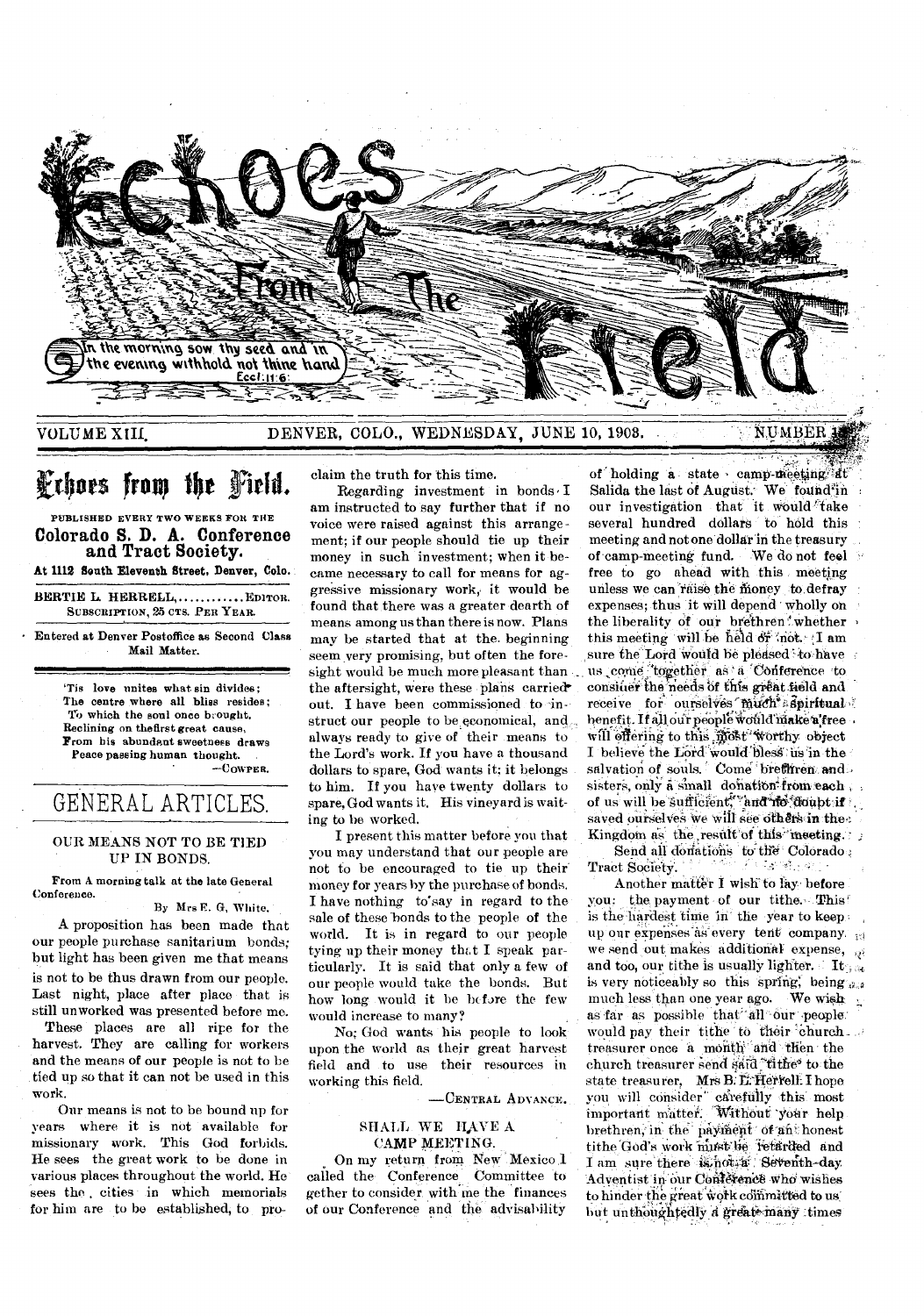# Echoes From The Field

*In the morning sow thy seed and in the evening withhold not thine hand* Eccl. 11:6.

VOLUME XIII. DENVER, COLO., WEDNESDAY, JUNE 10, 1903. NUMBER 1

## Echoes from the Field.

PUBLISHED EVERY TWO WEEKS FOR THE

**Colorado S. D. A. Conference and Tract Society.**

At 1112 South Eleventh Street, Denver, Colo.

BERTIE L. HERRELL, ............ EDITOR.
SUBSCRIPTION, 25 CTS. PER YEAR.

Entered at Denver Postoffice as Second Class Mail Matter.

> 'Tis love unites what sin divides;
> The centre where all bliss resides;
> To which the soul once brought,
> Reclining on the first great cause,
> From his abundant sweetness draws
> Peace passing human thought.
>
> —COWPER.

## GENERAL ARTICLES.

### OUR MEANS NOT TO BE TIED UP IN BONDS.

From A morning talk at the late General Conference.

By Mrs E. G. White.

A proposition has been made that our people purchase sanitarium bonds; but light has been given me that means is not to be thus drawn from our people. Last night, place after place that is still unworked was presented before me. These places are all ripe for the harvest. They are calling for workers and the means of our people is not to be tied up so that it can not be used in this work.

Our means is not to be bound up for years where it is not available for missionary work. This God forbids. He sees the great work to be done in various places throughout the world. He sees the cities in which memorials for him are to be established, to proclaim the truth for this time.

Regarding investment in bonds I am instructed to say further that if no voice were raised against this arrangement; if our people should tie up their money in such investment; when it became necessary to call for means for aggressive missionary work, it would be found that there was a greater dearth of means among us than there is now. Plans may be started that at the beginning seem very promising, but often the foresight would be much more pleasant than the aftersight, were these plans carried out. I have been commissioned to instruct our people to be economical, and always ready to give of their means to the Lord's work. If you have a thousand dollars to spare, God wants it: it belongs to him. If you have twenty dollars to spare, God wants it. His vineyard is waiting to be worked.

I present this matter before you that you may understand that our people are not to be encouraged to tie up their money for years by the purchase of bonds. I have nothing to say in regard to the sale of these bonds to the people of the world. It is in regard to our people tying up their money that I speak particularly. It is said that only a few of our people would take the bonds. But how long would it be before the few would increase to many?

No; God wants his people to look upon the world as their great harvest field and to use their resources in working this field.

—CENTRAL ADVANCE.

### SHALL WE HAVE A CAMP MEETING.

On my return from New Mexico I called the Conference Committee together to consider with me the finances of our Conference and the advisability of holding a state camp-meeting at Salida the last of August. We found in our investigation that it would take several hundred dollars to hold this meeting and not one dollar in the treasury of camp-meeting fund. We do not feel free to go ahead with this meeting unless we can raise the money to defray expenses; thus it will depend wholly on the liberality of our brethren whether this meeting will be held or not. I am sure the Lord would be pleased to have us come together as a Conference to consider the needs of this great field and receive for ourselves much spiritual benefit. If all our people would make a free will offering to this most worthy object I believe the Lord would bless us in the salvation of souls. Come brethren and sisters, only a small donation from each of us will be sufficient, and no doubt if saved ourselves we will see others in the Kingdom as the result of this meeting.

Send all donations to the Colorado Tract Society.

Another matter I wish to lay before you: the payment of our tithe. This is the hardest time in the year to keep up our expenses as every tent company we send out makes additional expense, and too, our tithe is usually lighter. It is very noticeably so this spring, being much less than one year ago. We wish as far as possible that all our people would pay their tithe to their church treasurer once a month and then the church treasurer send said tithe to the state treasurer, Mrs B. L. Herrell. I hope you will consider carefully this most important matter. Without your help brethren, in the payment of an honest tithe God's work must be retarded and I am sure there is not a Seventh-day Adventist in our Conference who wishes to hinder the great work committed to us but unthoughtedly a great many times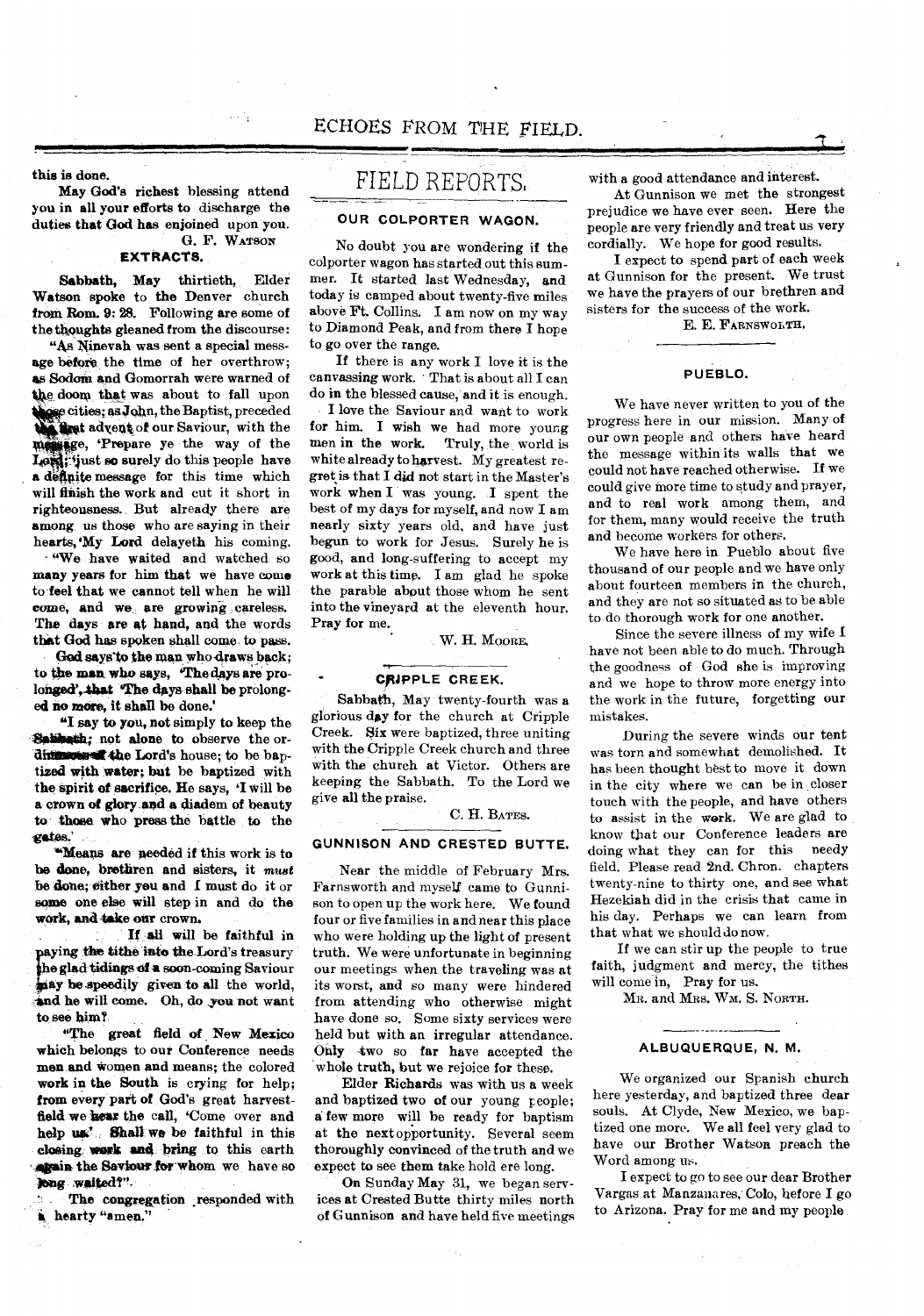this is done.

May God's richest blessing attend you in all your efforts to discharge the duties that God has enjoined upon you.

G. F. WATSON

### EXTRACTS.

Sabbath, May thirtieth, Elder Watson spoke to the Denver church from Rom. 9: 28. Following are some of the thoughts gleaned from the discourse:

"As Ninevah was sent a special message before the time of her overthrow; as Sodom and Gomorrah were warned of the doom that was about to fall upon those cities; as John, the Baptist, preceded the first advent of our Saviour, with the message, 'Prepare ye the way of the Lord;' just so surely do this people have a definite message for this time which will finish the work and cut it short in righteousness. But already there are among us those who are saying in their hearts, 'My Lord delayeth his coming.

"We have waited and watched so many years for him that we have come to feel that we cannot tell when he will come, and we are growing careless. The days are at hand, and the words that God has spoken shall come to pass.

God says to the man who draws back; to the man who says, 'The days are prolonged', that 'The days shall be prolonged no more, it shall be done.'

"I say to you, not simply to keep the Sabbath; not alone to observe the ordinances of the Lord's house; to be baptized with water; but be baptized with the spirit of sacrifice. He says, 'I will be a crown of glory and a diadem of beauty to those who press the battle to the gates.'

"Means are needed if this work is to be done, brethren and sisters, it *must* be done; either you and I must do it or some one else will step in and do the work, and take our crown.

If all will be faithful in paying the tithe into the Lord's treasury the glad tidings of a soon-coming Saviour may be speedily given to all the world, and he will come. Oh, do you not want to see him?

"The great field of New Mexico which belongs to our Conference needs men and women and means; the colored work in the South is crying for help; from every part of God's great harvest-field we hear the call, 'Come over and help us.' Shall we be faithful in this closing work and bring to this earth again the Saviour for whom we have so long waited?"

The congregation responded with a hearty "amen."

# FIELD REPORTS.

### OUR COLPORTER WAGON.

No doubt you are wondering if the colporter wagon has started out this summer. It started last Wednesday, and today is camped about twenty-five miles above Ft. Collins. I am now on my way to Diamond Peak, and from there I hope to go over the range.

If there is any work I love it is the canvassing work. That is about all I can do in the blessed cause, and it is enough.

I love the Saviour and want to work for him. I wish we had more young men in the work. Truly, the world is white already to harvest. My greatest regret is that I did not start in the Master's work when I was young. I spent the best of my days for myself, and now I am nearly sixty years old, and have just begun to work for Jesus. Surely he is good, and long-suffering to accept my work at this time. I am glad he spoke the parable about those whom he sent into the vineyard at the eleventh hour. Pray for me.

W. H. MOORE.

### CRIPPLE CREEK.

Sabbath, May twenty-fourth was a glorious day for the church at Cripple Creek. Six were baptized, three uniting with the Cripple Creek church and three with the church at Victor. Others are keeping the Sabbath. To the Lord we give all the praise.

C. H. BATES.

### GUNNISON AND CRESTED BUTTE.

Near the middle of February Mrs. Farnsworth and myself came to Gunnison to open up the work here. We found four or five families in and near this place who were holding up the light of present truth. We were unfortunate in beginning our meetings when the traveling was at its worst, and so many were hindered from attending who otherwise might have done so. Some sixty services were held but with an irregular attendance. Only two so far have accepted the whole truth, but we rejoice for these.

Elder Richards was with us a week and baptized two of our young people; a few more will be ready for baptism at the next opportunity. Several seem thoroughly convinced of the truth and we expect to see them take hold ere long.

On Sunday May 31, we began services at Crested Butte thirty miles north of Gunnison and have held five meetings with a good attendance and interest.

At Gunnison we met the strongest prejudice we have ever seen. Here the people are very friendly and treat us very cordially. We hope for good results.

I expect to spend part of each week at Gunnison for the present. We trust we have the prayers of our brethren and sisters for the success of the work.

E. E. FARNSWORTH.

### PUEBLO.

We have never written to you of the progress here in our mission. Many of our own people and others have heard the message within its walls that we could not have reached otherwise. If we could give more time to study and prayer, and to real work among them, and for them, many would receive the truth and become workers for others.

We have here in Pueblo about five thousand of our people and we have only about fourteen members in the church, and they are not so situated as to be able to do thorough work for one another.

Since the severe illness of my wife I have not been able to do much. Through the goodness of God she is improving and we hope to throw more energy into the work in the future, forgetting our mistakes.

During the severe winds our tent was torn and somewhat demolished. It has been thought best to move it down in the city where we can be in closer touch with the people, and have others to assist in the work. We are glad to know that our Conference leaders are doing what they can for this needy field. Please read 2nd. Chron. chapters twenty-nine to thirty one, and see what Hezekiah did in the crisis that came in his day. Perhaps we can learn from that what we should do now.

If we can stir up the people to true faith, justice and mercy, the tithes will come in, Pray for us.

MR. and MRS. WM. S. NORTH.

### ALBUQUERQUE, N. M.

We organized our Spanish church here yesterday, and baptized three dear souls. At Clyde, New Mexico, we baptized one more. We all feel very glad to have our Brother Watson preach the Word among us.

I expect to go to see our dear Brother Vargas at Manzanares, Colo, before I go to Arizona. Pray for me and my people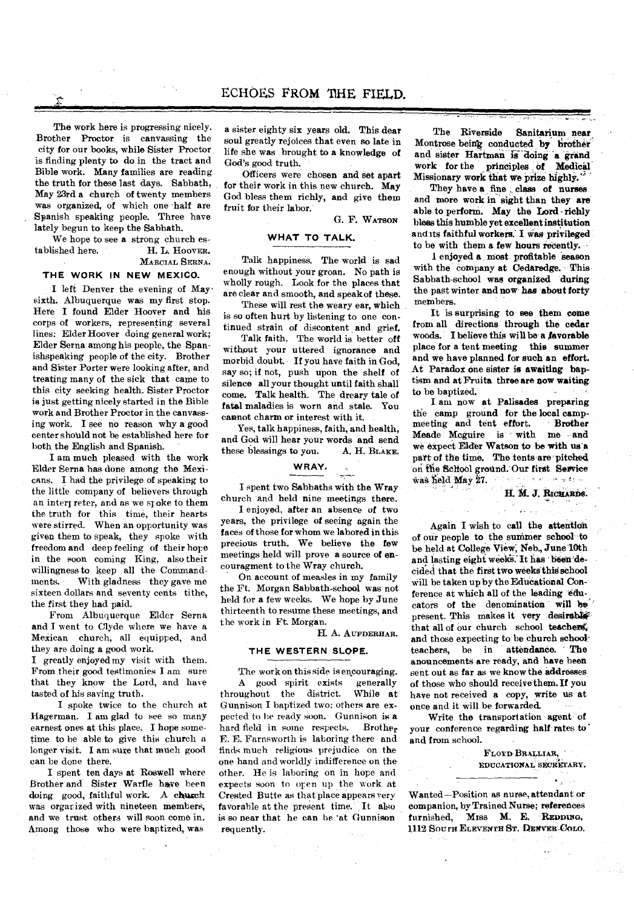The work here is progressing nicely. Brother Proctor is canvassing the city for our books, while Sister Proctor is finding plenty to do in the tract and Bible work. Many families are reading the truth for these last days. Sabbath, May 23rd a church of twenty members was organized, of which one half are Spanish speaking people. Three have lately begun to keep the Sabbath.

We hope to see a strong church established here.

H. L. HOOVER.
MARCIAL SERNA.

## THE WORK IN NEW MEXICO.

I left Denver the evening of May sixth. Albuquerque was my first stop. Here I found Elder Hoover and his corps of workers, representing several lines: Elder Hoover doing general work; Elder Serna among his people, the Spanishspeaking people of the city. Brother and Sister Porter were looking after, and treating many of the sick that came to this city seeking health. Sister Proctor is just getting nicely started in the Bible work and Brother Proctor in the canvassing work. I see no reason why a good center should not be established here for both the English and Spanish.

I am much pleased with the work Elder Serna has done among the Mexicans. I had the privilege of speaking to the little company of believers through an interpreter, and as we spoke to them the truth for this time, their hearts were stirred. When an opportunity was given them to speak, they spoke with freedom and deep feeling of their hope in the soon coming King, also their willingness to keep all the Commandments. With gladness they gave me sixteen dollars and seventy cents tithe, the first they had paid.

From Albuquerque Elder Serna and I went to Clyde where we have a Mexican church, all equipped, and they are doing a good work.

I greatly enjoyed my visit with them. From their good testimonies I am sure that they know the Lord, and have tasted of his saving truth.

I spoke twice to the church at Hagerman. I am glad to see so many earnest ones at this place. I hope sometime to be able to give this church a longer visit. I am sure that much good can be done there.

I spent ten days at Roswell where Brother and Sister Warfle have been doing good, faithful work. A church was organized with nineteen members, and we trust others will soon come in. Among those who were baptized, was a sister eighty six years old. This dear soul greatly rejoices that even so late in life she was brought to a knowledge of God's good truth.

Officers were chosen and set apart for their work in this new church. May God bless them richly, and give them fruit for their labor.

G. F. WATSON

## WHAT TO TALK.

Talk happiness. The world is sad enough without your groan. No path is wholly rough. Look for the places that are clear and smooth, and speak of these.

These will rest the weary ear, which is so often hurt by listening to one continued strain of discontent and grief.

Talk faith. The world is better off without your uttered ignorance and morbid doubt. If you have faith in God, say so; if not, push upon the shelf of silence all your thought until faith shall come. Talk health. The dreary tale of fatal maladies is worn and stale. You cannot charm or interest with it.

Yes, talk happiness, faith, and health, and God will hear your words and send these blessings to you.

A. H. BLAKE.

## WRAY.

I spent two Sabbaths with the Wray church and held nine meetings there.

I enjoyed, after an absence of two years, the privilege of seeing again the faces of those for whom we labored in this precious truth. We believe the few meetings held will prove a source of encouragment to the Wray church.

On account of measles in my family the Ft. Morgan Sabbath-school was not held for a few weeks. We hope by June thirteenth to resume these meetings, and the work in Ft. Morgan.

H. A. AUFDERHAR.

## THE WESTERN SLOPE.

The work on this side is encouraging. A good spirit exists generally throughout the district. While at Gunnison I baptized two; others are expected to be ready soon. Gunnison is a hard field in some respects. Brother E. E. Farnsworth is laboring there and finds much religious prejudice on the one hand and worldly indifference on the other. He is laboring on in hope and expects soon to open up the work at Crested Butte as that place appears very favorable at the present time. It also is so near that he can be at Gunnison requently.

The Riverside Sanitarium near Montrose being conducted by brother and sister Hartman is doing a grand work for the principles of Medical Missionary work that we prize highly.

They have a fine class of nurses and more work in sight than they are able to perform. May the Lord richly bless this humble yet excellent institution and its faithful workers. I was privileged to be with them a few hours recently.

I enjoyed a most profitable season with the company at Cedaredge. This Sabbath-school was organized during the past winter and now has about forty members.

It is surprising to see them come from all directions through the cedar woods. I believe this will be a favorable place for a tent meeting this summer and we have planned for such an effort. At Paradox one sister is awaiting baptism and at Fruita three are now waiting to be baptized.

I am now at Palisades preparing the camp ground for the local campmeeting and tent effort. Brother Meade Mcguire is with me and we expect Elder Watson to be with us a part of the time. The tents are pitched on the School ground. Our first Service was held May 27.

H. M. J. RICHARDS.

Again I wish to call the attention of our people to the summer school to be held at College View, Neb., June 10th and lasting eight weeks. It has been decided that the first two weeks this school will be taken up by the Educational Conference at which all of the leading educators of the denomination will be present. This makes it very desirable that all of our church school teachers, and those expecting to be church school teachers, be in attendance. The anouncements are ready, and have been sent out as far as we know the addresses of those who should receive them. If you have not received a copy, write us at once and it will be forwarded.

Write the transportation agent of your conference regarding half rates to and from school.

FLOYD BRALLIAR,
EDUCATIONAL SECRETARY.

Wanted—Position as nurse, attendant or companion, by Trained Nurse; references furnished, MISS M. E. REDDING, 1112 SOUTH ELEVENTH ST. DENVER COLO.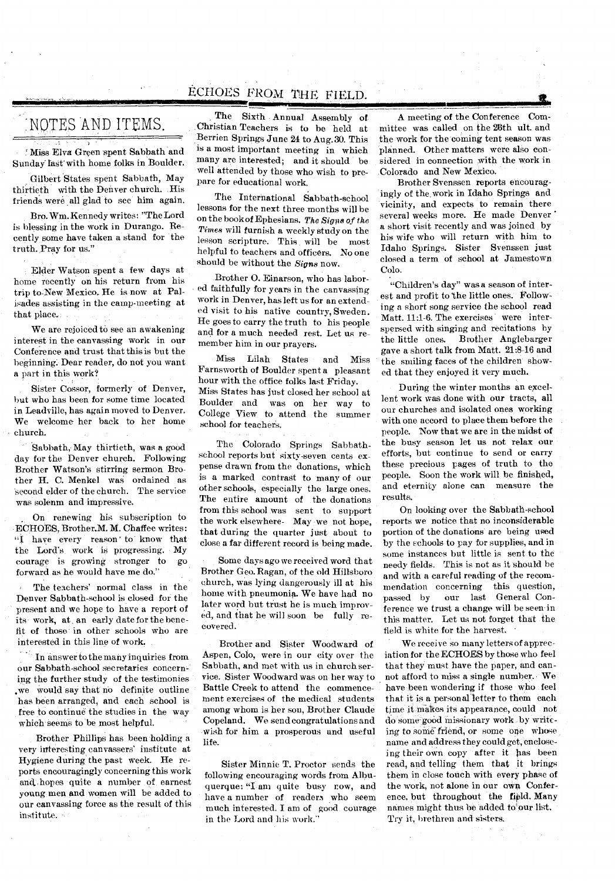## NOTES AND ITEMS.

Miss Elva Green spent Sabbath and Sunday last with home folks in Boulder.

Gilbert States spent Sabbath, May thirtieth with the Denver church. His friends were all glad to see him again.

Bro. Wm. Kennedy writes: "The Lord is blessing in the work in Durango. Recently some have taken a stand for the truth. Pray for us."

Elder Watson spent a few days at home recently on his return from his trip to New Mexico. He is now at Palisades assisting in the camp-meeting at that place.

We are rejoiced to see an awakening interest in the canvassing work in our Conference and trust that this is but the beginning. Dear reader, do not you want a part in this work?

Sister Cossor, formerly of Denver, but who has been for some time located in Leadville, has again moved to Denver. We welcome her back to her home church.

Sabbath, May thirtieth, was a good day for the Denver church. Following Brother Watson's stirring sermon Brother H. C. Menkel was ordained as second elder of the church. The service was solemn and impressive.

On renewing his subscription to ECHOES, Brother M. M. Chaffee writes: "I have every reason to know that the Lord's work is progressing. My courage is growing stronger to go forward as he would have me do."

The teachers' normal class in the Denver Sabbath-school is closed for the present and we hope to have a report of its work, at an early date for the benefit of those in other schools who are interested in this line of work.

In answer to the many inquiries from our Sabbath-school secretaries concerning the further study of the testimonies we would say that no definite outline has been arranged, and each school is free to continue the studies in the way which seems to be most helpful.

Brother Phillips has been holding a very interesting canvassers' institute at Hygiene during the past week. He reports encouragingly concerning this work and hopes quite a number of earnest young men and women will be added to our canvassing force as the result of this institute.

The Sixth Annual Assembly of Christian Teachers is to be held at Berrien Springs June 24 to Aug. 30. This is a most important meeting in which many are interested; and it should be well attended by those who wish to prepare for educational work.

The International Sabbath-school lessons for the next three months will be on the book of Ephesians. *The Signs of the Times* will furnish a weekly study on the lesson scripture. This will be most helpful to teachers and officers. No one should be without the *Signs* now.

Brother O. Einarson, who has labored faithfully for years in the canvassing work in Denver, has left us for an extended visit to his native country, Sweden. He goes to carry the truth to his people and for a much needed rest. Let us remember him in our prayers.

Miss Lilah States and Miss Farnsworth of Boulder spent a pleasant hour with the office folks last Friday. Miss States has just closed her school at Boulder and was on her way to College View to attend the summer school for teachers.

The Colorado Springs Sabbath-school reports but sixty-seven cents expense drawn from the donations, which is a marked contrast to many of our other schools, especially the large ones. The entire amount of the donations from this school was sent to support the work elsewhere. May we not hope, that during the quarter just about to close a far different record is being made.

Some days ago we received word that Brother Geo. Ragan, of the old Hillsboro church, was lying dangerously ill at his home with pneumonia. We have had no later word but trust he is much improved, and that he will soon be fully recovered.

Brother and Sister Woodward of Aspen, Colo, were in our city over the Sabbath, and met with us in church service. Sister Woodward was on her way to Battle Creek to attend the commencement exercises of the medical students among whom is her son, Brother Claude Copeland. We send congratulations and wish for him a prosperous and useful life.

Sister Minnie T. Proctor sends the following encouraging words from Albuquerque: "I am quite busy now, and have a number of readers who seem much interested. I am of good courage in the Lord and his work."

A meeting of the Conference Committee was called on the 26th ult. and the work for the coming tent season was planned. Other matters were also considered in connection with the work in Colorado and New Mexico.

Brother Svenssen reports encouragingly of the work in Idaho Springs and vicinity, and expects to remain there several weeks more. He made Denver a short visit recently and was joined by his wife who will return with him to Idaho Springs. Sister Svenssen just closed a term of school at Jamestown Colo.

"Children's day" was a season of interest and profit to the little ones. Following a short song service the school read Matt. 11:1-6. The exercises were interspersed with singing and recitations by the little ones. Brother Anglebarger gave a short talk from Matt. 21:8-16 and the smiling faces of the children showed that they enjoyed it very much.

During the winter months an excellent work was done with our tracts, all our churches and isolated ones working with one accord to place them before the people. Now that we are in the midst of the busy season let us not relax our efforts, but continue to send or carry these precious pages of truth to the people. Soon the work will be finished, and eternity alone can measure the results.

On looking over the Sabbath-school reports we notice that no inconsiderable portion of the donations are being used by the schools to pay for supplies, and in some instances but little is sent to the needy fields. This is not as it should be and with a careful reading of the recommendation concerning this question, passed by our last General Conference we trust a change will be seen in this matter. Let us not forget that the field is white for the harvest.

We receive so many letters of appreciation for the ECHOES by those who feel that they must have the paper, and cannot afford to miss a single number. We have been wondering if those who feel that it is a personal letter to them each time it makes its appearance, could not do some good missionary work by writing to some friend, or some one whose name and address they could get, enclosing their own copy after it has been read, and telling them that it brings them in close touch with every phase of the work, not alone in our own Conference, but throughout the field. Many names might thus be added to our list. Try it, brethren and sisters.